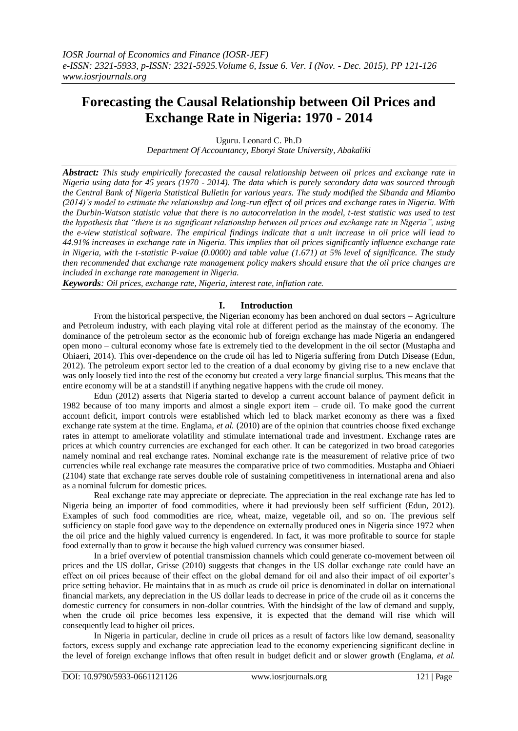# Forecasting the Causal Relationship between Oil Prices and Exchange Rate in Nigeria: 1970 - 2014

Uguru. Leonard C. Ph.D

*Department Of Accountancy, Ebonyi State University, Abakaliki*

***Abstract:*** *This study empirically forecasted the causal relationship between oil prices and exchange rate in Nigeria using data for 45 years (1970 - 2014). The data which is purely secondary data was sourced through the Central Bank of Nigeria Statistical Bulletin for various years. The study modified the Sibanda and Mlambo (2014)'s model to estimate the relationship and long-run effect of oil prices and exchange rates in Nigeria. With the Durbin-Watson statistic value that there is no autocorrelation in the model, t-test statistic was used to test the hypothesis that "there is no significant relationship between oil prices and exchange rate in Nigeria", using the e-view statistical software. The empirical findings indicate that a unit increase in oil price will lead to 44.91% increases in exchange rate in Nigeria. This implies that oil prices significantly influence exchange rate in Nigeria, with the t-statistic P-value (0.0000) and table value (1.671) at 5% level of significance. The study then recommended that exchange rate management policy makers should ensure that the oil price changes are included in exchange rate management in Nigeria.*

***Keywords****: Oil prices, exchange rate, Nigeria, interest rate, inflation rate.*

## I. Introduction

From the historical perspective, the Nigerian economy has been anchored on dual sectors – Agriculture and Petroleum industry, with each playing vital role at different period as the mainstay of the economy. The dominance of the petroleum sector as the economic hub of foreign exchange has made Nigeria an endangered open mono – cultural economy whose fate is extremely tied to the development in the oil sector (Mustapha and Ohiaeri, 2014). This over-dependence on the crude oil has led to Nigeria suffering from Dutch Disease (Edun, 2012). The petroleum export sector led to the creation of a dual economy by giving rise to a new enclave that was only loosely tied into the rest of the economy but created a very large financial surplus. This means that the entire economy will be at a standstill if anything negative happens with the crude oil money.

Edun (2012) asserts that Nigeria started to develop a current account balance of payment deficit in 1982 because of too many imports and almost a single export item – crude oil. To make good the current account deficit, import controls were established which led to black market economy as there was a fixed exchange rate system at the time. Englama, *et al.* (2010) are of the opinion that countries choose fixed exchange rates in attempt to ameliorate volatility and stimulate international trade and investment. Exchange rates are prices at which country currencies are exchanged for each other. It can be categorized in two broad categories namely nominal and real exchange rates. Nominal exchange rate is the measurement of relative price of two currencies while real exchange rate measures the comparative price of two commodities. Mustapha and Ohiaeri (2104) state that exchange rate serves double role of sustaining competitiveness in international arena and also as a nominal fulcrum for domestic prices.

Real exchange rate may appreciate or depreciate. The appreciation in the real exchange rate has led to Nigeria being an importer of food commodities, where it had previously been self sufficient (Edun, 2012). Examples of such food commodities are rice, wheat, maize, vegetable oil, and so on. The previous self sufficiency on staple food gave way to the dependence on externally produced ones in Nigeria since 1972 when the oil price and the highly valued currency is engendered. In fact, it was more profitable to source for staple food externally than to grow it because the high valued currency was consumer biased.

In a brief overview of potential transmission channels which could generate co-movement between oil prices and the US dollar, Grisse (2010) suggests that changes in the US dollar exchange rate could have an effect on oil prices because of their effect on the global demand for oil and also their impact of oil exporter's price setting behavior. He maintains that in as much as crude oil price is denominated in dollar on international financial markets, any depreciation in the US dollar leads to decrease in price of the crude oil as it concerns the domestic currency for consumers in non-dollar countries. With the hindsight of the law of demand and supply, when the crude oil price becomes less expensive, it is expected that the demand will rise which will consequently lead to higher oil prices.

In Nigeria in particular, decline in crude oil prices as a result of factors like low demand, seasonality factors, excess supply and exchange rate appreciation lead to the economy experiencing significant decline in the level of foreign exchange inflows that often result in budget deficit and or slower growth (Englama, *et al.*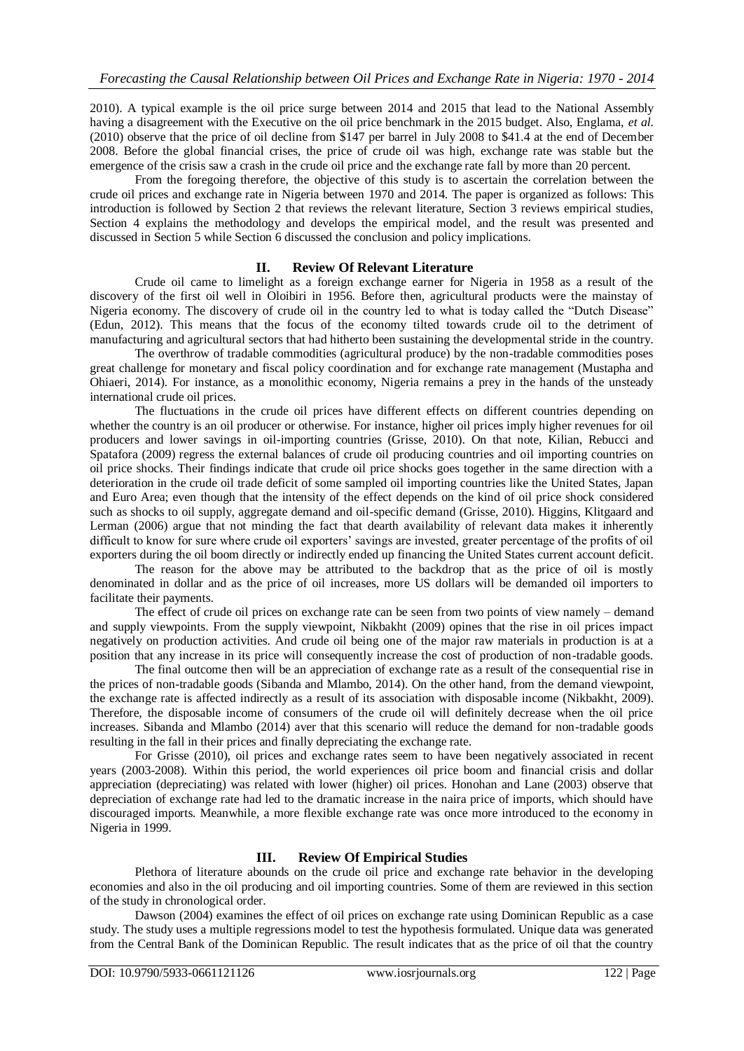2010). A typical example is the oil price surge between 2014 and 2015 that lead to the National Assembly having a disagreement with the Executive on the oil price benchmark in the 2015 budget. Also, Englama, *et al.* (2010) observe that the price of oil decline from $147 per barrel in July 2008 to $41.4 at the end of December 2008. Before the global financial crises, the price of crude oil was high, exchange rate was stable but the emergence of the crisis saw a crash in the crude oil price and the exchange rate fall by more than 20 percent.

From the foregoing therefore, the objective of this study is to ascertain the correlation between the crude oil prices and exchange rate in Nigeria between 1970 and 2014. The paper is organized as follows: This introduction is followed by Section 2 that reviews the relevant literature, Section 3 reviews empirical studies, Section 4 explains the methodology and develops the empirical model, and the result was presented and discussed in Section 5 while Section 6 discussed the conclusion and policy implications.

## II. Review Of Relevant Literature

Crude oil came to limelight as a foreign exchange earner for Nigeria in 1958 as a result of the discovery of the first oil well in Oloibiri in 1956. Before then, agricultural products were the mainstay of Nigeria economy. The discovery of crude oil in the country led to what is today called the "Dutch Disease" (Edun, 2012). This means that the focus of the economy tilted towards crude oil to the detriment of manufacturing and agricultural sectors that had hitherto been sustaining the developmental stride in the country.

The overthrow of tradable commodities (agricultural produce) by the non-tradable commodities poses great challenge for monetary and fiscal policy coordination and for exchange rate management (Mustapha and Ohiaeri, 2014). For instance, as a monolithic economy, Nigeria remains a prey in the hands of the unsteady international crude oil prices.

The fluctuations in the crude oil prices have different effects on different countries depending on whether the country is an oil producer or otherwise. For instance, higher oil prices imply higher revenues for oil producers and lower savings in oil-importing countries (Grisse, 2010). On that note, Kilian, Rebucci and Spatafora (2009) regress the external balances of crude oil producing countries and oil importing countries on oil price shocks. Their findings indicate that crude oil price shocks goes together in the same direction with a deterioration in the crude oil trade deficit of some sampled oil importing countries like the United States, Japan and Euro Area; even though that the intensity of the effect depends on the kind of oil price shock considered such as shocks to oil supply, aggregate demand and oil-specific demand (Grisse, 2010). Higgins, Klitgaard and Lerman (2006) argue that not minding the fact that dearth availability of relevant data makes it inherently difficult to know for sure where crude oil exporters' savings are invested, greater percentage of the profits of oil exporters during the oil boom directly or indirectly ended up financing the United States current account deficit.

The reason for the above may be attributed to the backdrop that as the price of oil is mostly denominated in dollar and as the price of oil increases, more US dollars will be demanded oil importers to facilitate their payments.

The effect of crude oil prices on exchange rate can be seen from two points of view namely – demand and supply viewpoints. From the supply viewpoint, Nikbakht (2009) opines that the rise in oil prices impact negatively on production activities. And crude oil being one of the major raw materials in production is at a position that any increase in its price will consequently increase the cost of production of non-tradable goods.

The final outcome then will be an appreciation of exchange rate as a result of the consequential rise in the prices of non-tradable goods (Sibanda and Mlambo, 2014). On the other hand, from the demand viewpoint, the exchange rate is affected indirectly as a result of its association with disposable income (Nikbakht, 2009). Therefore, the disposable income of consumers of the crude oil will definitely decrease when the oil price increases. Sibanda and Mlambo (2014) aver that this scenario will reduce the demand for non-tradable goods resulting in the fall in their prices and finally depreciating the exchange rate.

For Grisse (2010), oil prices and exchange rates seem to have been negatively associated in recent years (2003-2008). Within this period, the world experiences oil price boom and financial crisis and dollar appreciation (depreciating) was related with lower (higher) oil prices. Honohan and Lane (2003) observe that depreciation of exchange rate had led to the dramatic increase in the naira price of imports, which should have discouraged imports. Meanwhile, a more flexible exchange rate was once more introduced to the economy in Nigeria in 1999.

## III. Review Of Empirical Studies

Plethora of literature abounds on the crude oil price and exchange rate behavior in the developing economies and also in the oil producing and oil importing countries. Some of them are reviewed in this section of the study in chronological order.

Dawson (2004) examines the effect of oil prices on exchange rate using Dominican Republic as a case study. The study uses a multiple regressions model to test the hypothesis formulated. Unique data was generated from the Central Bank of the Dominican Republic. The result indicates that as the price of oil that the country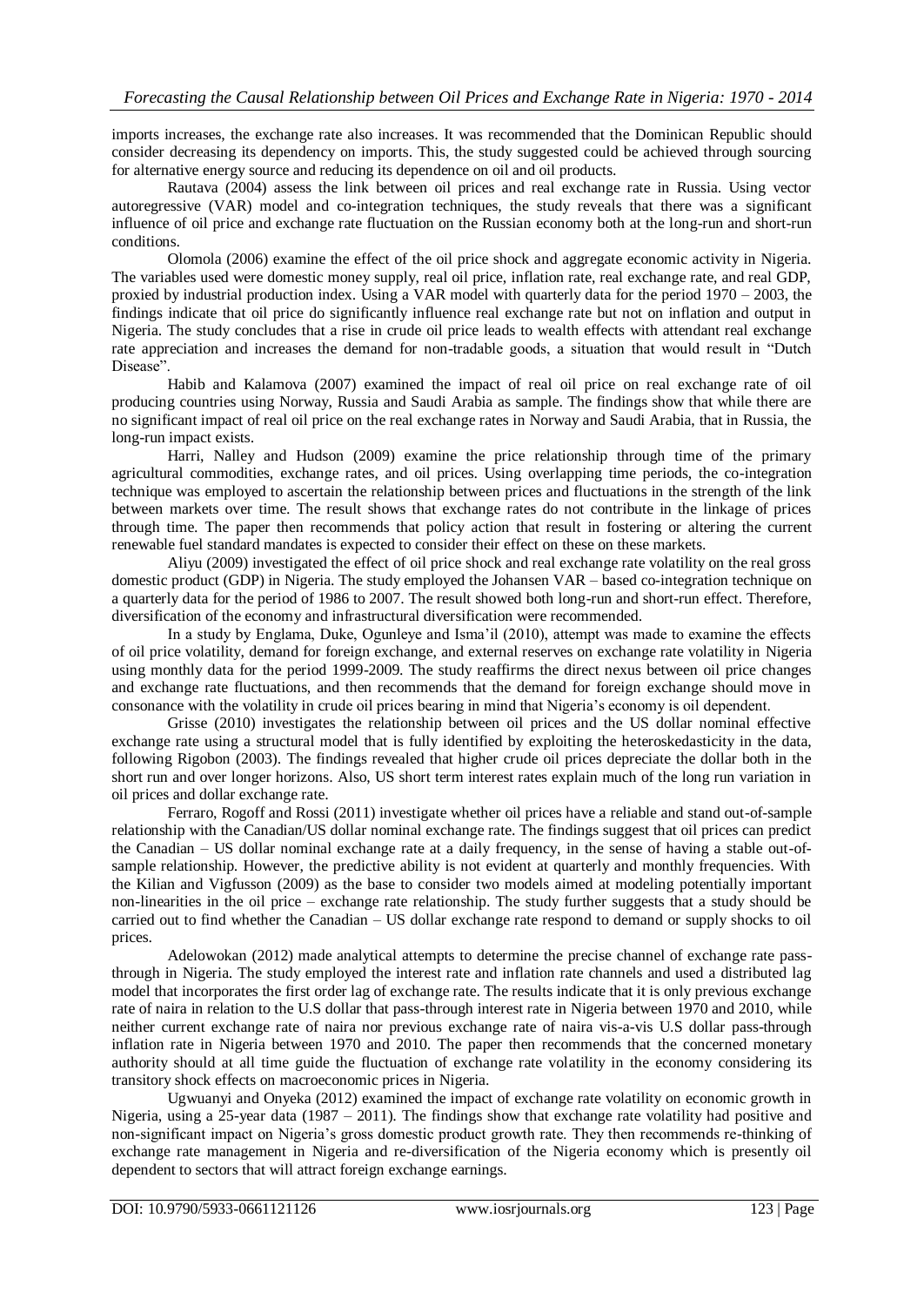imports increases, the exchange rate also increases. It was recommended that the Dominican Republic should consider decreasing its dependency on imports. This, the study suggested could be achieved through sourcing for alternative energy source and reducing its dependence on oil and oil products.

Rautava (2004) assess the link between oil prices and real exchange rate in Russia. Using vector autoregressive (VAR) model and co-integration techniques, the study reveals that there was a significant influence of oil price and exchange rate fluctuation on the Russian economy both at the long-run and short-run conditions.

Olomola (2006) examine the effect of the oil price shock and aggregate economic activity in Nigeria. The variables used were domestic money supply, real oil price, inflation rate, real exchange rate, and real GDP, proxied by industrial production index. Using a VAR model with quarterly data for the period 1970 – 2003, the findings indicate that oil price do significantly influence real exchange rate but not on inflation and output in Nigeria. The study concludes that a rise in crude oil price leads to wealth effects with attendant real exchange rate appreciation and increases the demand for non-tradable goods, a situation that would result in "Dutch Disease".

Habib and Kalamova (2007) examined the impact of real oil price on real exchange rate of oil producing countries using Norway, Russia and Saudi Arabia as sample. The findings show that while there are no significant impact of real oil price on the real exchange rates in Norway and Saudi Arabia, that in Russia, the long-run impact exists.

Harri, Nalley and Hudson (2009) examine the price relationship through time of the primary agricultural commodities, exchange rates, and oil prices. Using overlapping time periods, the co-integration technique was employed to ascertain the relationship between prices and fluctuations in the strength of the link between markets over time. The result shows that exchange rates do not contribute in the linkage of prices through time. The paper then recommends that policy action that result in fostering or altering the current renewable fuel standard mandates is expected to consider their effect on these on these markets.

Aliyu (2009) investigated the effect of oil price shock and real exchange rate volatility on the real gross domestic product (GDP) in Nigeria. The study employed the Johansen VAR – based co-integration technique on a quarterly data for the period of 1986 to 2007. The result showed both long-run and short-run effect. Therefore, diversification of the economy and infrastructural diversification were recommended.

In a study by Englama, Duke, Ogunleye and Isma'il (2010), attempt was made to examine the effects of oil price volatility, demand for foreign exchange, and external reserves on exchange rate volatility in Nigeria using monthly data for the period 1999-2009. The study reaffirms the direct nexus between oil price changes and exchange rate fluctuations, and then recommends that the demand for foreign exchange should move in consonance with the volatility in crude oil prices bearing in mind that Nigeria's economy is oil dependent.

Grisse (2010) investigates the relationship between oil prices and the US dollar nominal effective exchange rate using a structural model that is fully identified by exploiting the heteroskedasticity in the data, following Rigobon (2003). The findings revealed that higher crude oil prices depreciate the dollar both in the short run and over longer horizons. Also, US short term interest rates explain much of the long run variation in oil prices and dollar exchange rate.

Ferraro, Rogoff and Rossi (2011) investigate whether oil prices have a reliable and stand out-of-sample relationship with the Canadian/US dollar nominal exchange rate. The findings suggest that oil prices can predict the Canadian – US dollar nominal exchange rate at a daily frequency, in the sense of having a stable out-of-sample relationship. However, the predictive ability is not evident at quarterly and monthly frequencies. With the Kilian and Vigfusson (2009) as the base to consider two models aimed at modeling potentially important non-linearities in the oil price – exchange rate relationship. The study further suggests that a study should be carried out to find whether the Canadian – US dollar exchange rate respond to demand or supply shocks to oil prices.

Adelowokan (2012) made analytical attempts to determine the precise channel of exchange rate pass-through in Nigeria. The study employed the interest rate and inflation rate channels and used a distributed lag model that incorporates the first order lag of exchange rate. The results indicate that it is only previous exchange rate of naira in relation to the U.S dollar that pass-through interest rate in Nigeria between 1970 and 2010, while neither current exchange rate of naira nor previous exchange rate of naira vis-a-vis U.S dollar pass-through inflation rate in Nigeria between 1970 and 2010. The paper then recommends that the concerned monetary authority should at all time guide the fluctuation of exchange rate volatility in the economy considering its transitory shock effects on macroeconomic prices in Nigeria.

Ugwuanyi and Onyeka (2012) examined the impact of exchange rate volatility on economic growth in Nigeria, using a 25-year data (1987 – 2011). The findings show that exchange rate volatility had positive and non-significant impact on Nigeria's gross domestic product growth rate. They then recommends re-thinking of exchange rate management in Nigeria and re-diversification of the Nigeria economy which is presently oil dependent to sectors that will attract foreign exchange earnings.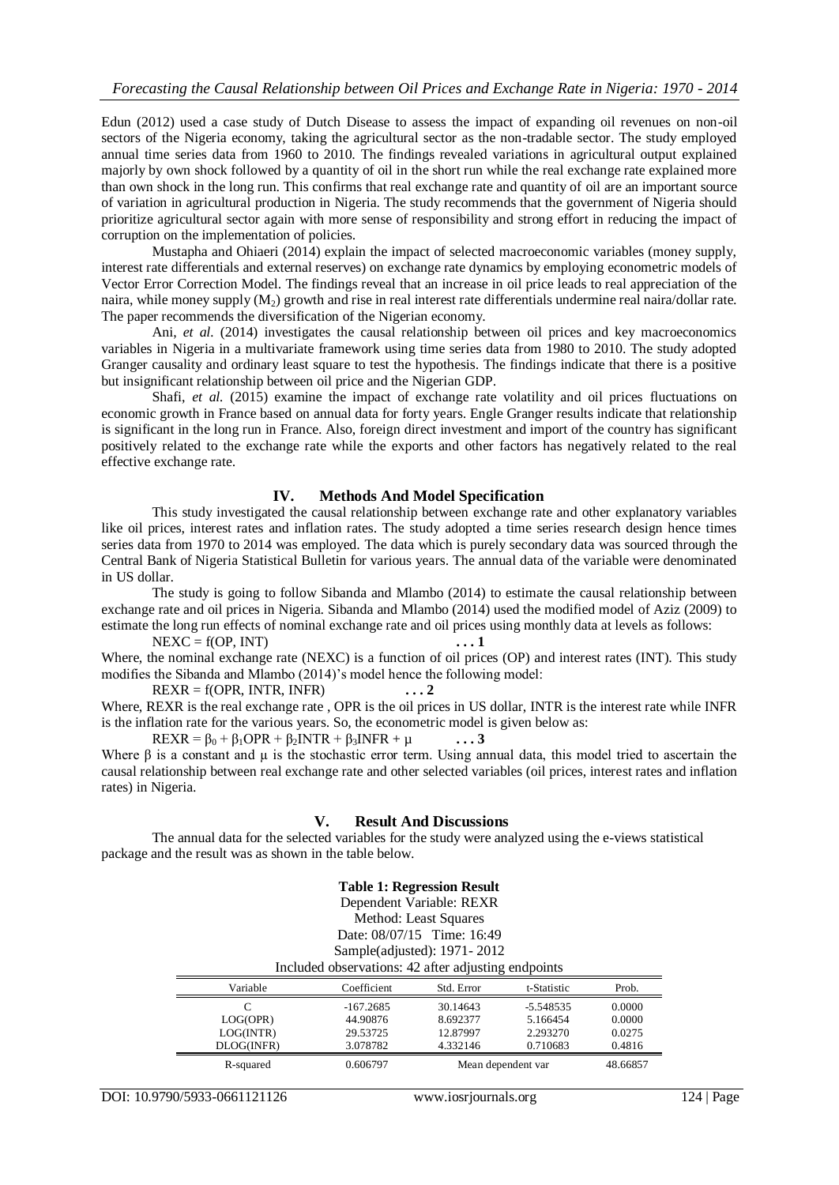Edun (2012) used a case study of Dutch Disease to assess the impact of expanding oil revenues on non-oil sectors of the Nigeria economy, taking the agricultural sector as the non-tradable sector. The study employed annual time series data from 1960 to 2010. The findings revealed variations in agricultural output explained majorly by own shock followed by a quantity of oil in the short run while the real exchange rate explained more than own shock in the long run. This confirms that real exchange rate and quantity of oil are an important source of variation in agricultural production in Nigeria. The study recommends that the government of Nigeria should prioritize agricultural sector again with more sense of responsibility and strong effort in reducing the impact of corruption on the implementation of policies.

Mustapha and Ohiaeri (2014) explain the impact of selected macroeconomic variables (money supply, interest rate differentials and external reserves) on exchange rate dynamics by employing econometric models of Vector Error Correction Model. The findings reveal that an increase in oil price leads to real appreciation of the naira, while money supply ($M_2$) growth and rise in real interest rate differentials undermine real naira/dollar rate. The paper recommends the diversification of the Nigerian economy.

Ani, *et al.* (2014) investigates the causal relationship between oil prices and key macroeconomics variables in Nigeria in a multivariate framework using time series data from 1980 to 2010. The study adopted Granger causality and ordinary least square to test the hypothesis. The findings indicate that there is a positive but insignificant relationship between oil price and the Nigerian GDP.

Shafi, *et al.* (2015) examine the impact of exchange rate volatility and oil prices fluctuations on economic growth in France based on annual data for forty years. Engle Granger results indicate that relationship is significant in the long run in France. Also, foreign direct investment and import of the country has significant positively related to the exchange rate while the exports and other factors has negatively related to the real effective exchange rate.

## IV. Methods And Model Specification

This study investigated the causal relationship between exchange rate and other explanatory variables like oil prices, interest rates and inflation rates. The study adopted a time series research design hence times series data from 1970 to 2014 was employed. The data which is purely secondary data was sourced through the Central Bank of Nigeria Statistical Bulletin for various years. The annual data of the variable were denominated in US dollar.

The study is going to follow Sibanda and Mlambo (2014) to estimate the causal relationship between exchange rate and oil prices in Nigeria. Sibanda and Mlambo (2014) used the modified model of Aziz (2009) to estimate the long run effects of nominal exchange rate and oil prices using monthly data at levels as follows:

$$NEXC = f(OP, INT) \qquad \textbf{. . . 1}$$

Where, the nominal exchange rate (NEXC) is a function of oil prices (OP) and interest rates (INT). This study modifies the Sibanda and Mlambo (2014)'s model hence the following model:

$$REXR = f(OPR, INTR, INFR) \qquad \textbf{. . . 2}$$

Where, REXR is the real exchange rate , OPR is the oil prices in US dollar, INTR is the interest rate while INFR is the inflation rate for the various years. So, the econometric model is given below as:

$$REXR = \beta_0 + \beta_1 OPR + \beta_2 INTR + \beta_3 INFR + \mu \qquad \textbf{. . . 3}$$

Where β is a constant and μ is the stochastic error term. Using annual data, this model tried to ascertain the causal relationship between real exchange rate and other selected variables (oil prices, interest rates and inflation rates) in Nigeria.

## V. Result And Discussions

The annual data for the selected variables for the study were analyzed using the e-views statistical package and the result was as shown in the table below.

**Table 1: Regression Result**

Dependent Variable: REXR
Method: Least Squares
Date: 08/07/15 Time: 16:49
Sample(adjusted): 1971- 2012
Included observations: 42 after adjusting endpoints

| Variable | Coefficient | Std. Error | t-Statistic | Prob. |
|---|---|---|---|---|
| C | -167.2685 | 30.14643 | -5.548535 | 0.0000 |
| LOG(OPR) | 44.90876 | 8.692377 | 5.166454 | 0.0000 |
| LOG(INTR) | 29.53725 | 12.87997 | 2.293270 | 0.0275 |
| DLOG(INFR) | 3.078782 | 4.332146 | 0.710683 | 0.4816 |
| R-squared | 0.606797 | Mean dependent var | | 48.66857 |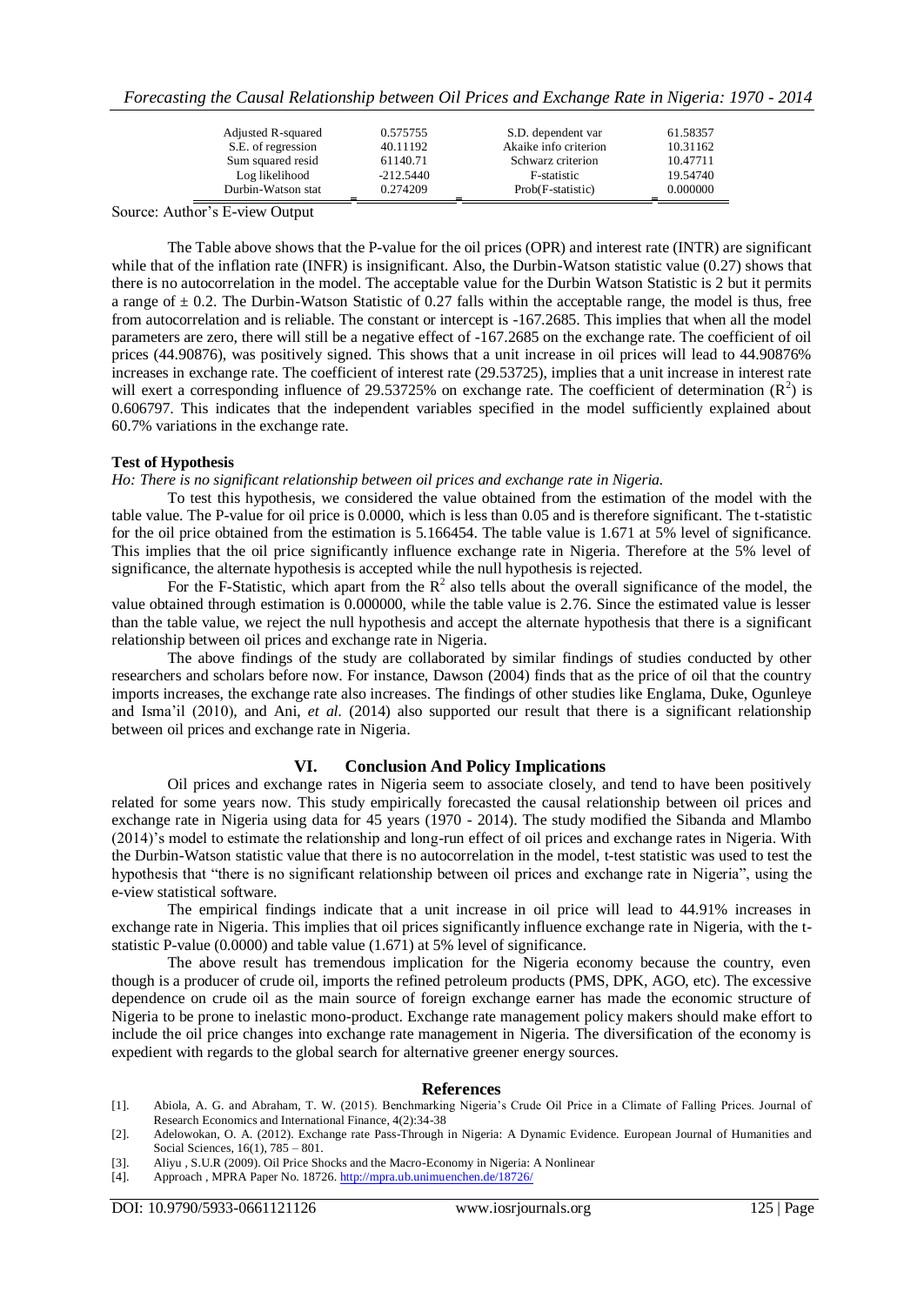| | | | |
|---|---|---|---|
| Adjusted R-squared | 0.575755 | S.D. dependent var | 61.58357 |
| S.E. of regression | 40.11192 | Akaike info criterion | 10.31162 |
| Sum squared resid | 61140.71 | Schwarz criterion | 10.47711 |
| Log likelihood | -212.5440 | F-statistic | 19.54740 |
| Durbin-Watson stat | 0.274209 | Prob(F-statistic) | 0.000000 |

Source: Author's E-view Output

The Table above shows that the P-value for the oil prices (OPR) and interest rate (INTR) are significant while that of the inflation rate (INFR) is insignificant. Also, the Durbin-Watson statistic value (0.27) shows that there is no autocorrelation in the model. The acceptable value for the Durbin Watson Statistic is 2 but it permits a range of ± 0.2. The Durbin-Watson Statistic of 0.27 falls within the acceptable range, the model is thus, free from autocorrelation and is reliable. The constant or intercept is -167.2685. This implies that when all the model parameters are zero, there will still be a negative effect of -167.2685 on the exchange rate. The coefficient of oil prices (44.90876), was positively signed. This shows that a unit increase in oil prices will lead to 44.90876% increases in exchange rate. The coefficient of interest rate (29.53725), implies that a unit increase in interest rate will exert a corresponding influence of 29.53725% on exchange rate. The coefficient of determination ($R^2$) is 0.606797. This indicates that the independent variables specified in the model sufficiently explained about 60.7% variations in the exchange rate.

**Test of Hypothesis**

*Ho: There is no significant relationship between oil prices and exchange rate in Nigeria.*

To test this hypothesis, we considered the value obtained from the estimation of the model with the table value. The P-value for oil price is 0.0000, which is less than 0.05 and is therefore significant. The t-statistic for the oil price obtained from the estimation is 5.166454. The table value is 1.671 at 5% level of significance. This implies that the oil price significantly influence exchange rate in Nigeria. Therefore at the 5% level of significance, the alternate hypothesis is accepted while the null hypothesis is rejected.

For the F-Statistic, which apart from the $R^2$ also tells about the overall significance of the model, the value obtained through estimation is 0.000000, while the table value is 2.76. Since the estimated value is lesser than the table value, we reject the null hypothesis and accept the alternate hypothesis that there is a significant relationship between oil prices and exchange rate in Nigeria.

The above findings of the study are collaborated by similar findings of studies conducted by other researchers and scholars before now. For instance, Dawson (2004) finds that as the price of oil that the country imports increases, the exchange rate also increases. The findings of other studies like Englama, Duke, Ogunleye and Isma'il (2010), and Ani, *et al.* (2014) also supported our result that there is a significant relationship between oil prices and exchange rate in Nigeria.

## VI. Conclusion And Policy Implications

Oil prices and exchange rates in Nigeria seem to associate closely, and tend to have been positively related for some years now. This study empirically forecasted the causal relationship between oil prices and exchange rate in Nigeria using data for 45 years (1970 - 2014). The study modified the Sibanda and Mlambo (2014)'s model to estimate the relationship and long-run effect of oil prices and exchange rates in Nigeria. With the Durbin-Watson statistic value that there is no autocorrelation in the model, t-test statistic was used to test the hypothesis that "there is no significant relationship between oil prices and exchange rate in Nigeria", using the e-view statistical software.

The empirical findings indicate that a unit increase in oil price will lead to 44.91% increases in exchange rate in Nigeria. This implies that oil prices significantly influence exchange rate in Nigeria, with the t-statistic P-value (0.0000) and table value (1.671) at 5% level of significance.

The above result has tremendous implication for the Nigeria economy because the country, even though is a producer of crude oil, imports the refined petroleum products (PMS, DPK, AGO, etc). The excessive dependence on crude oil as the main source of foreign exchange earner has made the economic structure of Nigeria to be prone to inelastic mono-product. Exchange rate management policy makers should make effort to include the oil price changes into exchange rate management in Nigeria. The diversification of the economy is expedient with regards to the global search for alternative greener energy sources.

## References

[1]. Abiola, A. G. and Abraham, T. W. (2015). Benchmarking Nigeria's Crude Oil Price in a Climate of Falling Prices. Journal of Research Economics and International Finance, 4(2):34-38

[2]. Adelowokan, O. A. (2012). Exchange rate Pass-Through in Nigeria: A Dynamic Evidence. European Journal of Humanities and Social Sciences, 16(1), 785 – 801.

[3]. Aliyu , S.U.R (2009). Oil Price Shocks and the Macro-Economy in Nigeria: A Nonlinear

[4]. Approach , MPRA Paper No. 18726. http://mpra.ub.unimuenchen.de/18726/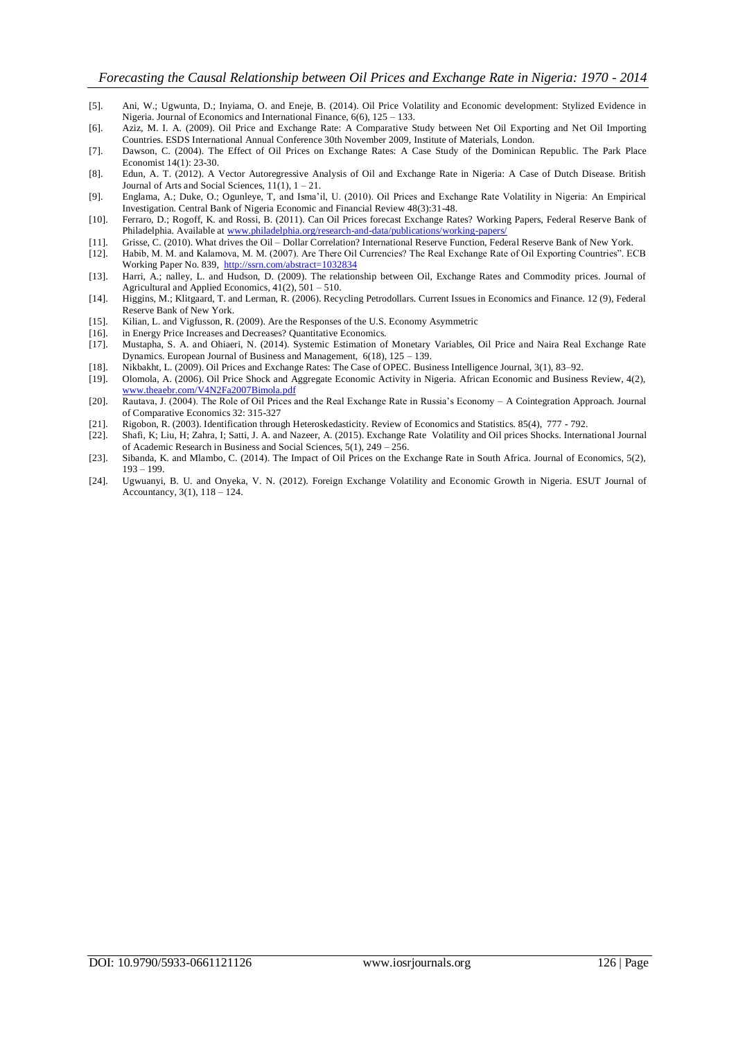[5]. Ani, W.; Ugwunta, D.; Inyiama, O. and Eneje, B. (2014). Oil Price Volatility and Economic development: Stylized Evidence in Nigeria. Journal of Economics and International Finance, 6(6), 125 – 133.

[6]. Aziz, M. I. A. (2009). Oil Price and Exchange Rate: A Comparative Study between Net Oil Exporting and Net Oil Importing Countries. ESDS International Annual Conference 30th November 2009, Institute of Materials, London.

[7]. Dawson, C. (2004). The Effect of Oil Prices on Exchange Rates: A Case Study of the Dominican Republic. The Park Place Economist 14(1): 23-30.

[8]. Edun, A. T. (2012). A Vector Autoregressive Analysis of Oil and Exchange Rate in Nigeria: A Case of Dutch Disease. British Journal of Arts and Social Sciences, 11(1), 1 – 21.

[9]. Englama, A.; Duke, O.; Ogunleye, T, and Isma'il, U. (2010). Oil Prices and Exchange Rate Volatility in Nigeria: An Empirical Investigation. Central Bank of Nigeria Economic and Financial Review 48(3):31-48.

[10]. Ferraro, D.; Rogoff, K. and Rossi, B. (2011). Can Oil Prices forecast Exchange Rates? Working Papers, Federal Reserve Bank of Philadelphia. Available at www.philadelphia.org/research-and-data/publications/working-papers/

[11]. Grisse, C. (2010). What drives the Oil – Dollar Correlation? International Reserve Function, Federal Reserve Bank of New York.

[12]. Habib, M. M. and Kalamova, M. M. (2007). Are There Oil Currencies? The Real Exchange Rate of Oil Exporting Countries". ECB Working Paper No. 839, http://ssrn.com/abstract=1032834

[13]. Harri, A.; nalley, L. and Hudson, D. (2009). The relationship between Oil, Exchange Rates and Commodity prices. Journal of Agricultural and Applied Economics, 41(2), 501 – 510.

[14]. Higgins, M.; Klitgaard, T. and Lerman, R. (2006). Recycling Petrodollars. Current Issues in Economics and Finance. 12 (9), Federal Reserve Bank of New York.

[15]. Kilian, L. and Vigfusson, R. (2009). Are the Responses of the U.S. Economy Asymmetric

[16]. in Energy Price Increases and Decreases? Quantitative Economics.

[17]. Mustapha, S. A. and Ohiaeri, N. (2014). Systemic Estimation of Monetary Variables, Oil Price and Naira Real Exchange Rate Dynamics. European Journal of Business and Management, 6(18), 125 – 139.

[18]. Nikbakht, L. (2009). Oil Prices and Exchange Rates: The Case of OPEC. Business Intelligence Journal, 3(1), 83–92.

[19]. Olomola, A. (2006). Oil Price Shock and Aggregate Economic Activity in Nigeria. African Economic and Business Review, 4(2), www.theaebr.com/V4N2Fa2007Bimola.pdf

[20]. Rautava, J. (2004). The Role of Oil Prices and the Real Exchange Rate in Russia's Economy – A Cointegration Approach. Journal of Comparative Economics 32: 315-327

[21]. Rigobon, R. (2003). Identification through Heteroskedasticity. Review of Economics and Statistics. 85(4), 777 - 792.

[22]. Shafi, K; Liu, H; Zahra, I; Satti, J. A. and Nazeer, A. (2015). Exchange Rate Volatility and Oil prices Shocks. International Journal of Academic Research in Business and Social Sciences, 5(1), 249 – 256.

[23]. Sibanda, K. and Mlambo, C. (2014). The Impact of Oil Prices on the Exchange Rate in South Africa. Journal of Economics, 5(2), 193 – 199.

[24]. Ugwuanyi, B. U. and Onyeka, V. N. (2012). Foreign Exchange Volatility and Economic Growth in Nigeria. ESUT Journal of Accountancy, 3(1), 118 – 124.